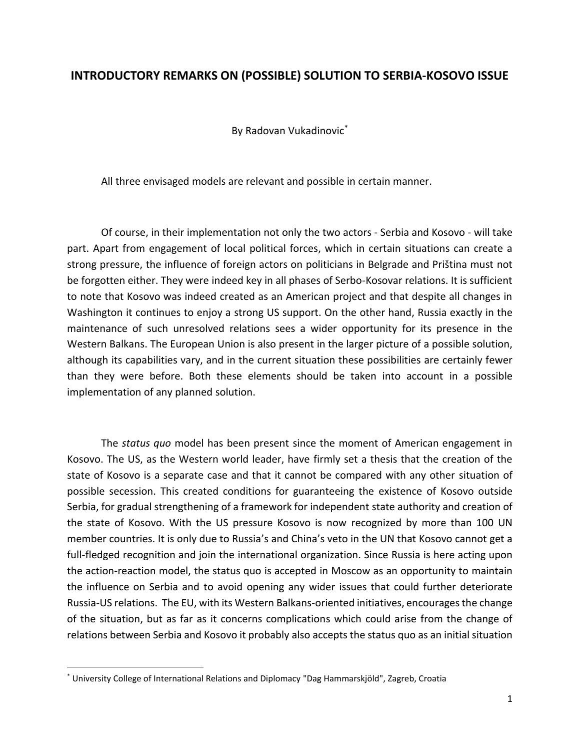# INTRODUCTORY REMARKS ON (POSSIBLE) SOLUTION TO SERBIA-KOSOVO ISSUE

By Radovan Vukadinovic[*]

All three envisaged models are relevant and possible in certain manner.

Of course, in their implementation not only the two actors - Serbia and Kosovo - will take part. Apart from engagement of local political forces, which in certain situations can create a strong pressure, the influence of foreign actors on politicians in Belgrade and Priština must not be forgotten either. They were indeed key in all phases of Serbo-Kosovar relations. It is sufficient to note that Kosovo was indeed created as an American project and that despite all changes in Washington it continues to enjoy a strong US support. On the other hand, Russia exactly in the maintenance of such unresolved relations sees a wider opportunity for its presence in the Western Balkans. The European Union is also present in the larger picture of a possible solution, although its capabilities vary, and in the current situation these possibilities are certainly fewer than they were before. Both these elements should be taken into account in a possible implementation of any planned solution.

The *status quo* model has been present since the moment of American engagement in Kosovo. The US, as the Western world leader, have firmly set a thesis that the creation of the state of Kosovo is a separate case and that it cannot be compared with any other situation of possible secession. This created conditions for guaranteeing the existence of Kosovo outside Serbia, for gradual strengthening of a framework for independent state authority and creation of the state of Kosovo. With the US pressure Kosovo is now recognized by more than 100 UN member countries. It is only due to Russia's and China's veto in the UN that Kosovo cannot get a full-fledged recognition and join the international organization. Since Russia is here acting upon the action-reaction model, the status quo is accepted in Moscow as an opportunity to maintain the influence on Serbia and to avoid opening any wider issues that could further deteriorate Russia-US relations. The EU, with its Western Balkans-oriented initiatives, encourages the change of the situation, but as far as it concerns complications which could arise from the change of relations between Serbia and Kosovo it probably also accepts the status quo as an initial situation

[*] University College of International Relations and Diplomacy "Dag Hammarskjöld", Zagreb, Croatia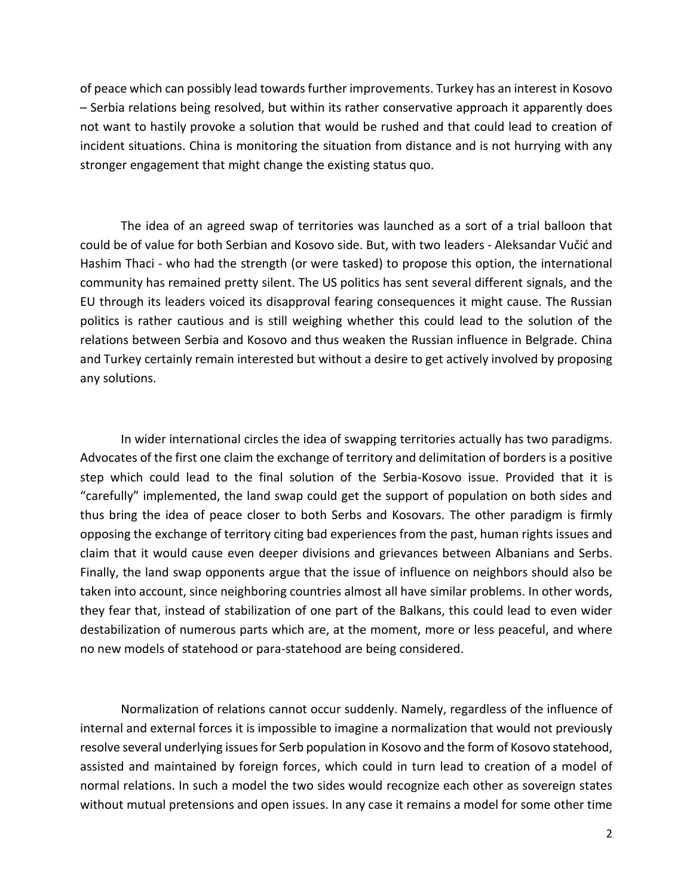of peace which can possibly lead towards further improvements. Turkey has an interest in Kosovo – Serbia relations being resolved, but within its rather conservative approach it apparently does not want to hastily provoke a solution that would be rushed and that could lead to creation of incident situations. China is monitoring the situation from distance and is not hurrying with any stronger engagement that might change the existing status quo.

The idea of an agreed swap of territories was launched as a sort of a trial balloon that could be of value for both Serbian and Kosovo side. But, with two leaders - Aleksandar Vučić and Hashim Thaci - who had the strength (or were tasked) to propose this option, the international community has remained pretty silent. The US politics has sent several different signals, and the EU through its leaders voiced its disapproval fearing consequences it might cause. The Russian politics is rather cautious and is still weighing whether this could lead to the solution of the relations between Serbia and Kosovo and thus weaken the Russian influence in Belgrade. China and Turkey certainly remain interested but without a desire to get actively involved by proposing any solutions.

In wider international circles the idea of swapping territories actually has two paradigms. Advocates of the first one claim the exchange of territory and delimitation of borders is a positive step which could lead to the final solution of the Serbia-Kosovo issue. Provided that it is "carefully" implemented, the land swap could get the support of population on both sides and thus bring the idea of peace closer to both Serbs and Kosovars. The other paradigm is firmly opposing the exchange of territory citing bad experiences from the past, human rights issues and claim that it would cause even deeper divisions and grievances between Albanians and Serbs. Finally, the land swap opponents argue that the issue of influence on neighbors should also be taken into account, since neighboring countries almost all have similar problems. In other words, they fear that, instead of stabilization of one part of the Balkans, this could lead to even wider destabilization of numerous parts which are, at the moment, more or less peaceful, and where no new models of statehood or para-statehood are being considered.

Normalization of relations cannot occur suddenly. Namely, regardless of the influence of internal and external forces it is impossible to imagine a normalization that would not previously resolve several underlying issues for Serb population in Kosovo and the form of Kosovo statehood, assisted and maintained by foreign forces, which could in turn lead to creation of a model of normal relations. In such a model the two sides would recognize each other as sovereign states without mutual pretensions and open issues. In any case it remains a model for some other time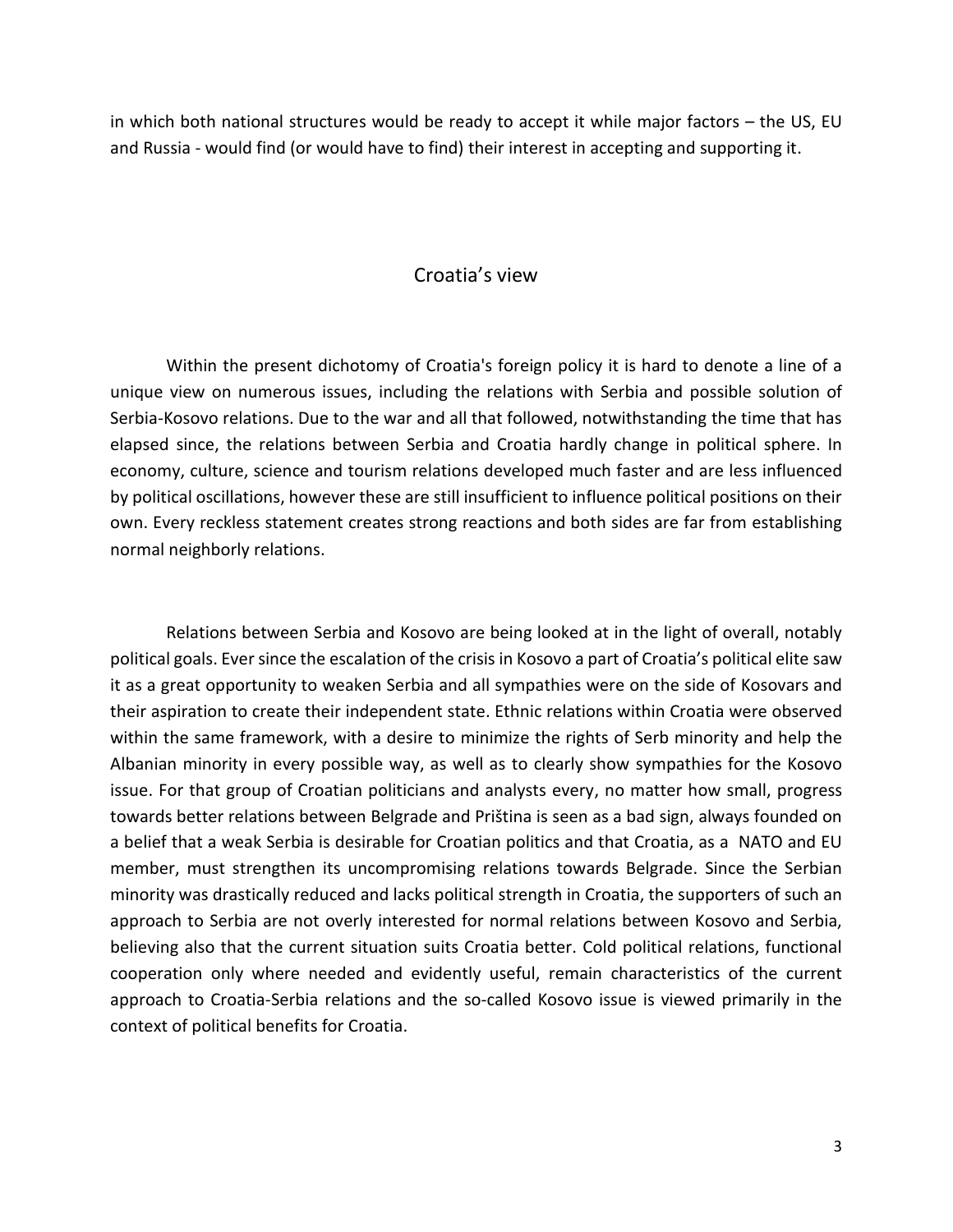in which both national structures would be ready to accept it while major factors – the US, EU and Russia - would find (or would have to find) their interest in accepting and supporting it.

## Croatia's view

Within the present dichotomy of Croatia's foreign policy it is hard to denote a line of a unique view on numerous issues, including the relations with Serbia and possible solution of Serbia-Kosovo relations. Due to the war and all that followed, notwithstanding the time that has elapsed since, the relations between Serbia and Croatia hardly change in political sphere. In economy, culture, science and tourism relations developed much faster and are less influenced by political oscillations, however these are still insufficient to influence political positions on their own. Every reckless statement creates strong reactions and both sides are far from establishing normal neighborly relations.

Relations between Serbia and Kosovo are being looked at in the light of overall, notably political goals. Ever since the escalation of the crisis in Kosovo a part of Croatia's political elite saw it as a great opportunity to weaken Serbia and all sympathies were on the side of Kosovars and their aspiration to create their independent state. Ethnic relations within Croatia were observed within the same framework, with a desire to minimize the rights of Serb minority and help the Albanian minority in every possible way, as well as to clearly show sympathies for the Kosovo issue. For that group of Croatian politicians and analysts every, no matter how small, progress towards better relations between Belgrade and Priština is seen as a bad sign, always founded on a belief that a weak Serbia is desirable for Croatian politics and that Croatia, as a NATO and EU member, must strengthen its uncompromising relations towards Belgrade. Since the Serbian minority was drastically reduced and lacks political strength in Croatia, the supporters of such an approach to Serbia are not overly interested for normal relations between Kosovo and Serbia, believing also that the current situation suits Croatia better. Cold political relations, functional cooperation only where needed and evidently useful, remain characteristics of the current approach to Croatia-Serbia relations and the so-called Kosovo issue is viewed primarily in the context of political benefits for Croatia.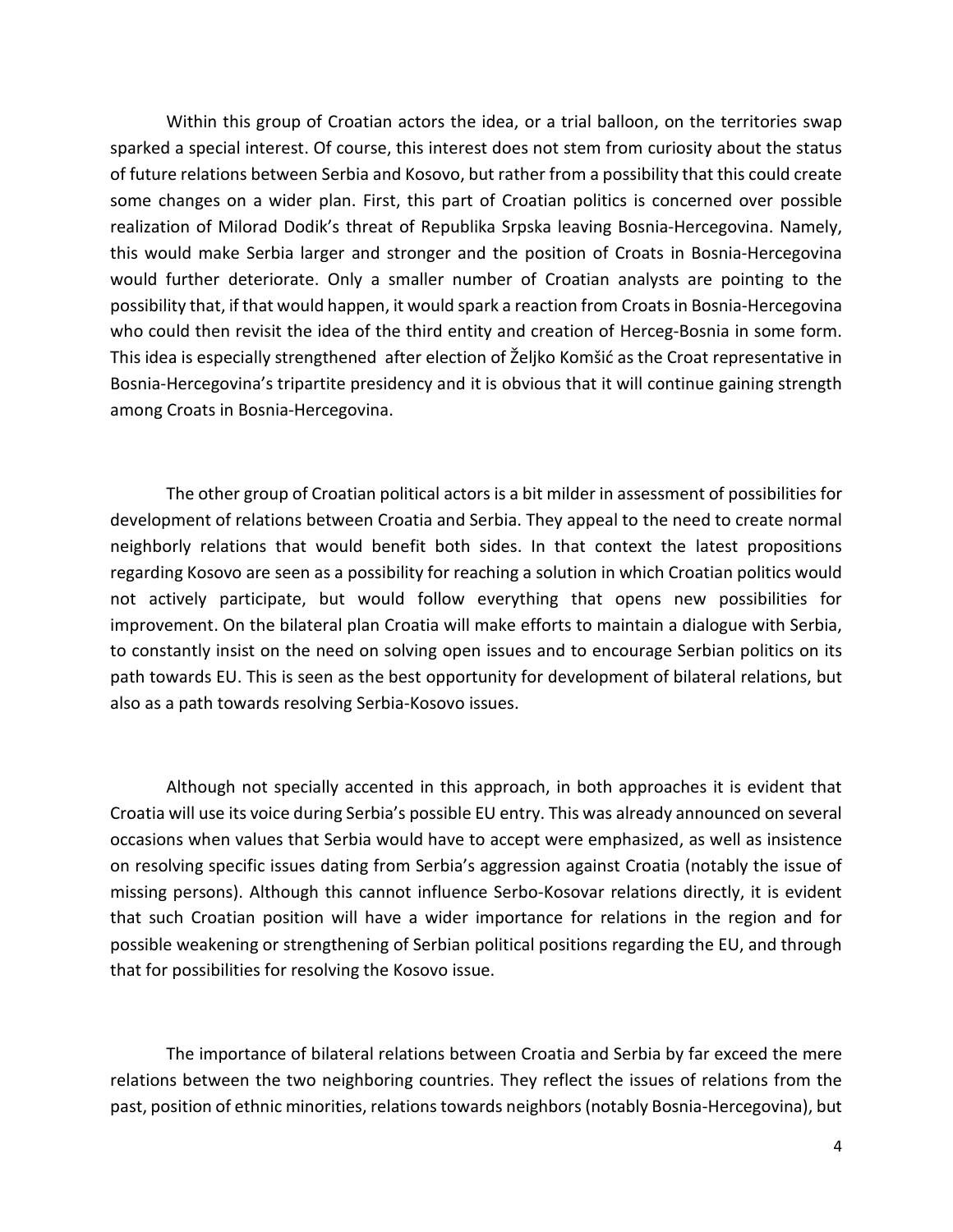Within this group of Croatian actors the idea, or a trial balloon, on the territories swap sparked a special interest. Of course, this interest does not stem from curiosity about the status of future relations between Serbia and Kosovo, but rather from a possibility that this could create some changes on a wider plan. First, this part of Croatian politics is concerned over possible realization of Milorad Dodik's threat of Republika Srpska leaving Bosnia-Hercegovina. Namely, this would make Serbia larger and stronger and the position of Croats in Bosnia-Hercegovina would further deteriorate. Only a smaller number of Croatian analysts are pointing to the possibility that, if that would happen, it would spark a reaction from Croats in Bosnia-Hercegovina who could then revisit the idea of the third entity and creation of Herceg-Bosnia in some form. This idea is especially strengthened after election of Željko Komšić as the Croat representative in Bosnia-Hercegovina's tripartite presidency and it is obvious that it will continue gaining strength among Croats in Bosnia-Hercegovina.

The other group of Croatian political actors is a bit milder in assessment of possibilities for development of relations between Croatia and Serbia. They appeal to the need to create normal neighborly relations that would benefit both sides. In that context the latest propositions regarding Kosovo are seen as a possibility for reaching a solution in which Croatian politics would not actively participate, but would follow everything that opens new possibilities for improvement. On the bilateral plan Croatia will make efforts to maintain a dialogue with Serbia, to constantly insist on the need on solving open issues and to encourage Serbian politics on its path towards EU. This is seen as the best opportunity for development of bilateral relations, but also as a path towards resolving Serbia-Kosovo issues.

Although not specially accented in this approach, in both approaches it is evident that Croatia will use its voice during Serbia's possible EU entry. This was already announced on several occasions when values that Serbia would have to accept were emphasized, as well as insistence on resolving specific issues dating from Serbia's aggression against Croatia (notably the issue of missing persons). Although this cannot influence Serbo-Kosovar relations directly, it is evident that such Croatian position will have a wider importance for relations in the region and for possible weakening or strengthening of Serbian political positions regarding the EU, and through that for possibilities for resolving the Kosovo issue.

The importance of bilateral relations between Croatia and Serbia by far exceed the mere relations between the two neighboring countries. They reflect the issues of relations from the past, position of ethnic minorities, relations towards neighbors (notably Bosnia-Hercegovina), but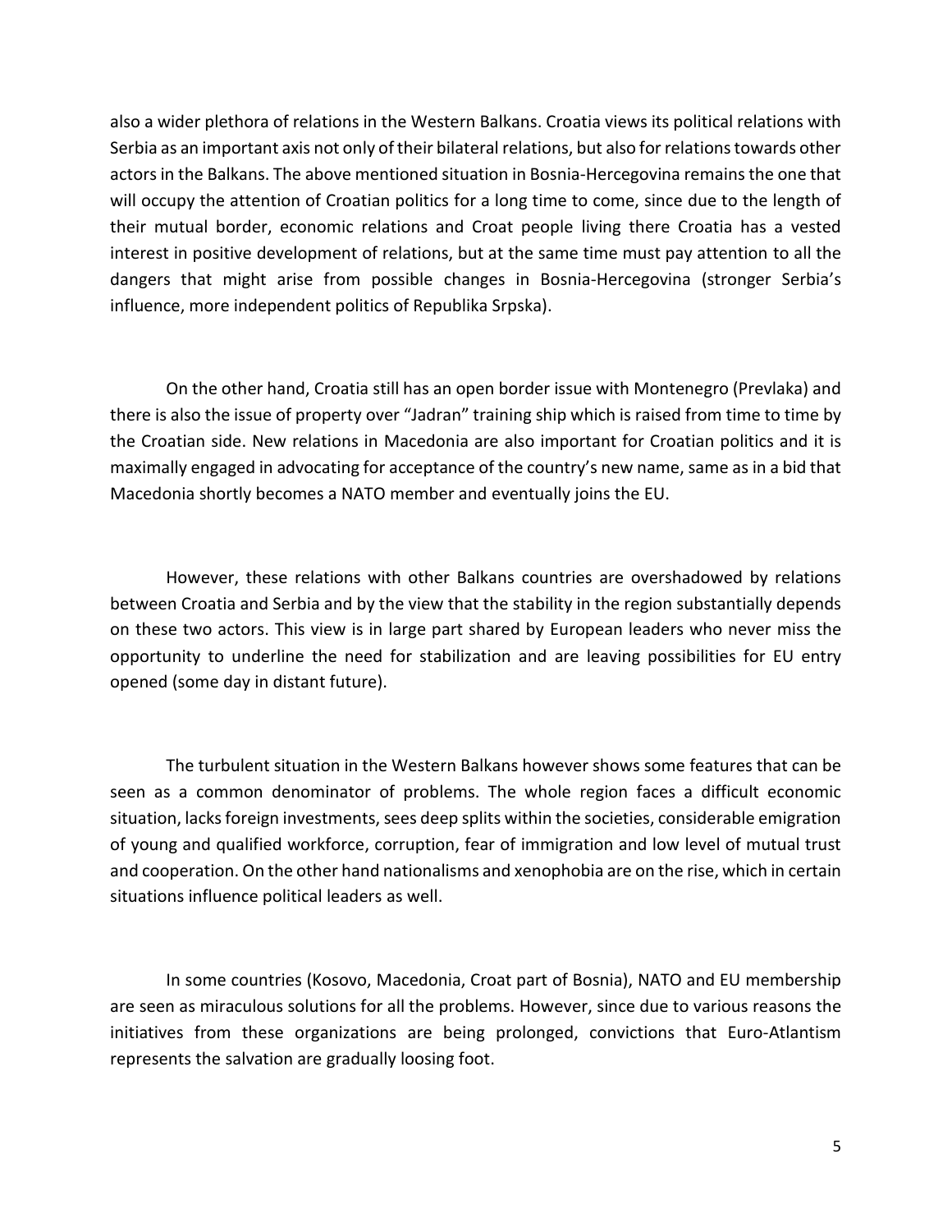also a wider plethora of relations in the Western Balkans. Croatia views its political relations with Serbia as an important axis not only of their bilateral relations, but also for relations towards other actors in the Balkans. The above mentioned situation in Bosnia-Hercegovina remains the one that will occupy the attention of Croatian politics for a long time to come, since due to the length of their mutual border, economic relations and Croat people living there Croatia has a vested interest in positive development of relations, but at the same time must pay attention to all the dangers that might arise from possible changes in Bosnia-Hercegovina (stronger Serbia's influence, more independent politics of Republika Srpska).

On the other hand, Croatia still has an open border issue with Montenegro (Prevlaka) and there is also the issue of property over "Jadran" training ship which is raised from time to time by the Croatian side. New relations in Macedonia are also important for Croatian politics and it is maximally engaged in advocating for acceptance of the country's new name, same as in a bid that Macedonia shortly becomes a NATO member and eventually joins the EU.

However, these relations with other Balkans countries are overshadowed by relations between Croatia and Serbia and by the view that the stability in the region substantially depends on these two actors. This view is in large part shared by European leaders who never miss the opportunity to underline the need for stabilization and are leaving possibilities for EU entry opened (some day in distant future).

The turbulent situation in the Western Balkans however shows some features that can be seen as a common denominator of problems. The whole region faces a difficult economic situation, lacks foreign investments, sees deep splits within the societies, considerable emigration of young and qualified workforce, corruption, fear of immigration and low level of mutual trust and cooperation. On the other hand nationalisms and xenophobia are on the rise, which in certain situations influence political leaders as well.

In some countries (Kosovo, Macedonia, Croat part of Bosnia), NATO and EU membership are seen as miraculous solutions for all the problems. However, since due to various reasons the initiatives from these organizations are being prolonged, convictions that Euro-Atlantism represents the salvation are gradually loosing foot.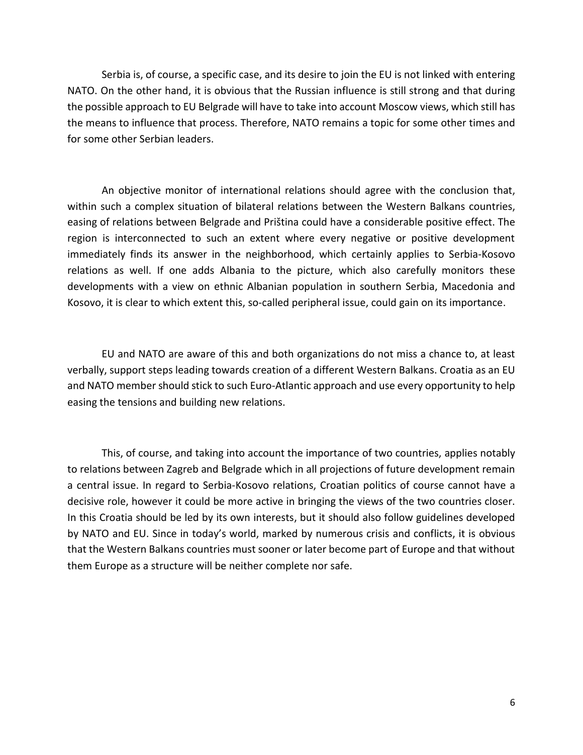Serbia is, of course, a specific case, and its desire to join the EU is not linked with entering NATO. On the other hand, it is obvious that the Russian influence is still strong and that during the possible approach to EU Belgrade will have to take into account Moscow views, which still has the means to influence that process. Therefore, NATO remains a topic for some other times and for some other Serbian leaders.

An objective monitor of international relations should agree with the conclusion that, within such a complex situation of bilateral relations between the Western Balkans countries, easing of relations between Belgrade and Priština could have a considerable positive effect. The region is interconnected to such an extent where every negative or positive development immediately finds its answer in the neighborhood, which certainly applies to Serbia-Kosovo relations as well. If one adds Albania to the picture, which also carefully monitors these developments with a view on ethnic Albanian population in southern Serbia, Macedonia and Kosovo, it is clear to which extent this, so-called peripheral issue, could gain on its importance.

EU and NATO are aware of this and both organizations do not miss a chance to, at least verbally, support steps leading towards creation of a different Western Balkans. Croatia as an EU and NATO member should stick to such Euro-Atlantic approach and use every opportunity to help easing the tensions and building new relations.

This, of course, and taking into account the importance of two countries, applies notably to relations between Zagreb and Belgrade which in all projections of future development remain a central issue. In regard to Serbia-Kosovo relations, Croatian politics of course cannot have a decisive role, however it could be more active in bringing the views of the two countries closer. In this Croatia should be led by its own interests, but it should also follow guidelines developed by NATO and EU. Since in today's world, marked by numerous crisis and conflicts, it is obvious that the Western Balkans countries must sooner or later become part of Europe and that without them Europe as a structure will be neither complete nor safe.